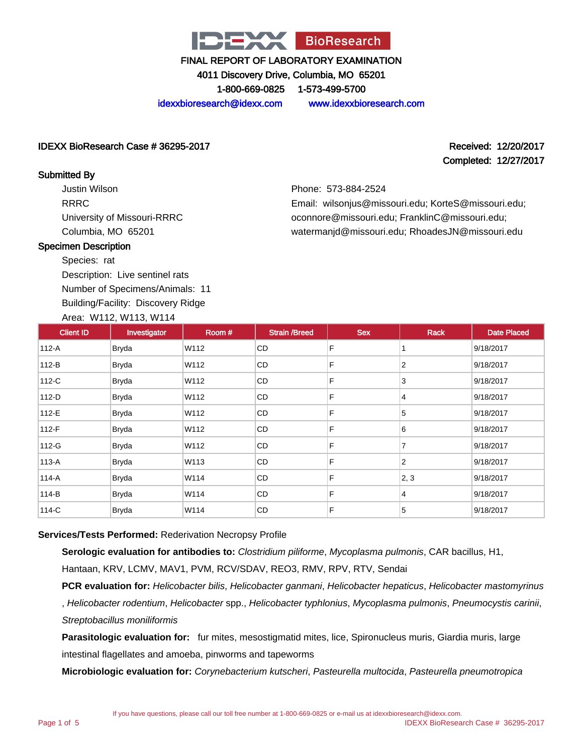# IDEXX BioResearch

## FINAL REPORT OF LABORATORY EXAMINATION

4011 Discovery Drive, Columbia, MO 65201

1-800-669-0825 1-573-499-5700

idexxbioresearch@idexx.com www.idexxbioresearch.com

**IDEXX BioResearch Case # 36295-2017**

**Received:** 12/20/2017
**Completed:** 12/27/2017

### Submitted By

Justin Wilson
RRRC
University of Missouri-RRRC
Columbia, MO 65201

Phone: 573-884-2524
Email: wilsonjus@missouri.edu; KorteS@missouri.edu; oconnore@missouri.edu; FranklinC@missouri.edu; watermanjd@missouri.edu; RhoadesJN@missouri.edu

### Specimen Description

Species: rat
Description: Live sentinel rats
Number of Specimens/Animals: 11
Building/Facility: Discovery Ridge
Area: W112, W113, W114

| Client ID | Investigator | Room # | Strain /Breed | Sex | Rack | Date Placed |
|---|---|---|---|---|---|---|
| 112-A | Bryda | W112 | CD | F | 1 | 9/18/2017 |
| 112-B | Bryda | W112 | CD | F | 2 | 9/18/2017 |
| 112-C | Bryda | W112 | CD | F | 3 | 9/18/2017 |
| 112-D | Bryda | W112 | CD | F | 4 | 9/18/2017 |
| 112-E | Bryda | W112 | CD | F | 5 | 9/18/2017 |
| 112-F | Bryda | W112 | CD | F | 6 | 9/18/2017 |
| 112-G | Bryda | W112 | CD | F | 7 | 9/18/2017 |
| 113-A | Bryda | W113 | CD | F | 2 | 9/18/2017 |
| 114-A | Bryda | W114 | CD | F | 2, 3 | 9/18/2017 |
| 114-B | Bryda | W114 | CD | F | 4 | 9/18/2017 |
| 114-C | Bryda | W114 | CD | F | 5 | 9/18/2017 |

**Services/Tests Performed:** Rederivation Necropsy Profile

**Serologic evaluation for antibodies to:** *Clostridium piliforme*, *Mycoplasma pulmonis*, CAR bacillus, H1, Hantaan, KRV, LCMV, MAV1, PVM, RCV/SDAV, REO3, RMV, RPV, RTV, Sendai

**PCR evaluation for:** *Helicobacter bilis*, *Helicobacter ganmani*, *Helicobacter hepaticus*, *Helicobacter mastomyrinus*, *Helicobacter rodentium*, *Helicobacter* spp., *Helicobacter typhlonius*, *Mycoplasma pulmonis*, *Pneumocystis carinii*, *Streptobacillus moniliformis*

**Parasitologic evaluation for:** fur mites, mesostigmatid mites, lice, Spironucleus muris, Giardia muris, large intestinal flagellates and amoeba, pinworms and tapeworms

**Microbiologic evaluation for:** *Corynebacterium kutscheri*, *Pasteurella multocida*, *Pasteurella pneumotropica*

If you have questions, please call our toll free number at 1-800-669-0825 or e-mail us at idexxbioresearch@idexx.com.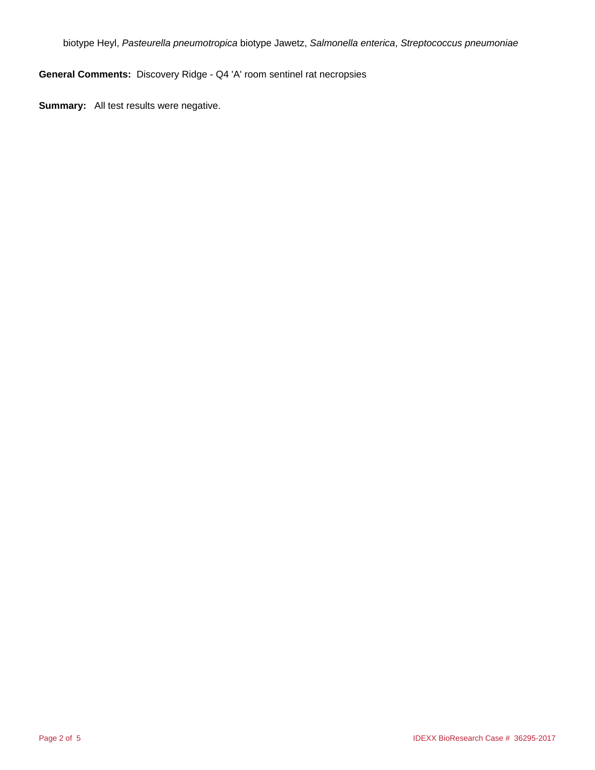biotype Heyl, *Pasteurella pneumotropica* biotype Jawetz, *Salmonella enterica*, *Streptococcus pneumoniae*

**General Comments:** Discovery Ridge - Q4 'A' room sentinel rat necropsies

**Summary:** All test results were negative.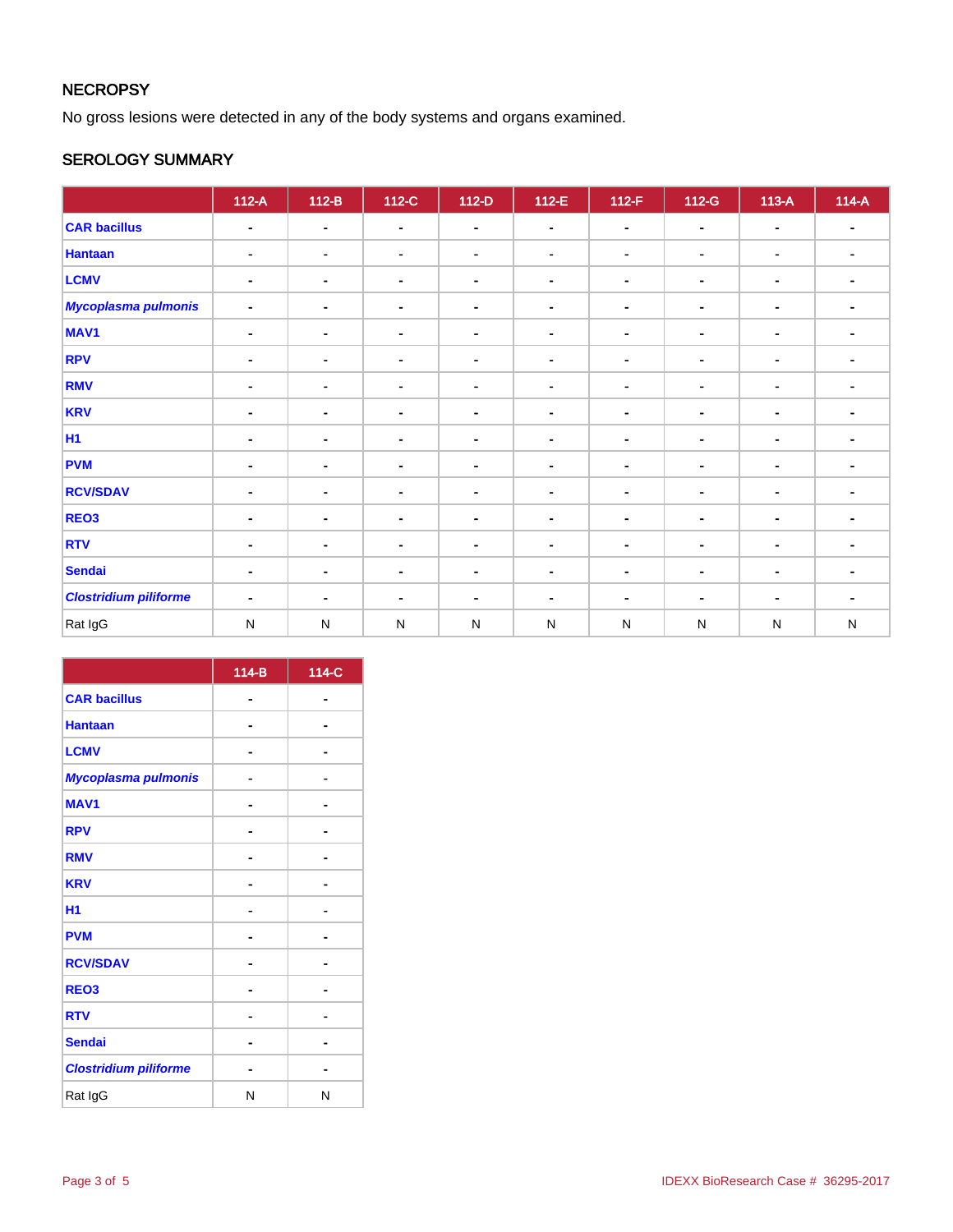## NECROPSY

No gross lesions were detected in any of the body systems and organs examined.

## SEROLOGY SUMMARY

| | 112-A | 112-B | 112-C | 112-D | 112-E | 112-F | 112-G | 113-A | 114-A |
|---|---|---|---|---|---|---|---|---|---|
| **CAR bacillus** | - | - | - | - | - | - | - | - | - |
| **Hantaan** | - | - | - | - | - | - | - | - | - |
| **LCMV** | - | - | - | - | - | - | - | - | - |
| ***Mycoplasma pulmonis*** | - | - | - | - | - | - | - | - | - |
| **MAV1** | - | - | - | - | - | - | - | - | - |
| **RPV** | - | - | - | - | - | - | - | - | - |
| **RMV** | - | - | - | - | - | - | - | - | - |
| **KRV** | - | - | - | - | - | - | - | - | - |
| **H1** | - | - | - | - | - | - | - | - | - |
| **PVM** | - | - | - | - | - | - | - | - | - |
| **RCV/SDAV** | - | - | - | - | - | - | - | - | - |
| **REO3** | - | - | - | - | - | - | - | - | - |
| **RTV** | - | - | - | - | - | - | - | - | - |
| **Sendai** | - | - | - | - | - | - | - | - | - |
| ***Clostridium piliforme*** | - | - | - | - | - | - | - | - | - |
| Rat IgG | N | N | N | N | N | N | N | N | N |

| | 114-B | 114-C |
|---|---|---|
| **CAR bacillus** | - | - |
| **Hantaan** | - | - |
| **LCMV** | - | - |
| ***Mycoplasma pulmonis*** | - | - |
| **MAV1** | - | - |
| **RPV** | - | - |
| **RMV** | - | - |
| **KRV** | - | - |
| **H1** | - | - |
| **PVM** | - | - |
| **RCV/SDAV** | - | - |
| **REO3** | - | - |
| **RTV** | - | - |
| **Sendai** | - | - |
| ***Clostridium piliforme*** | - | - |
| Rat IgG | N | N |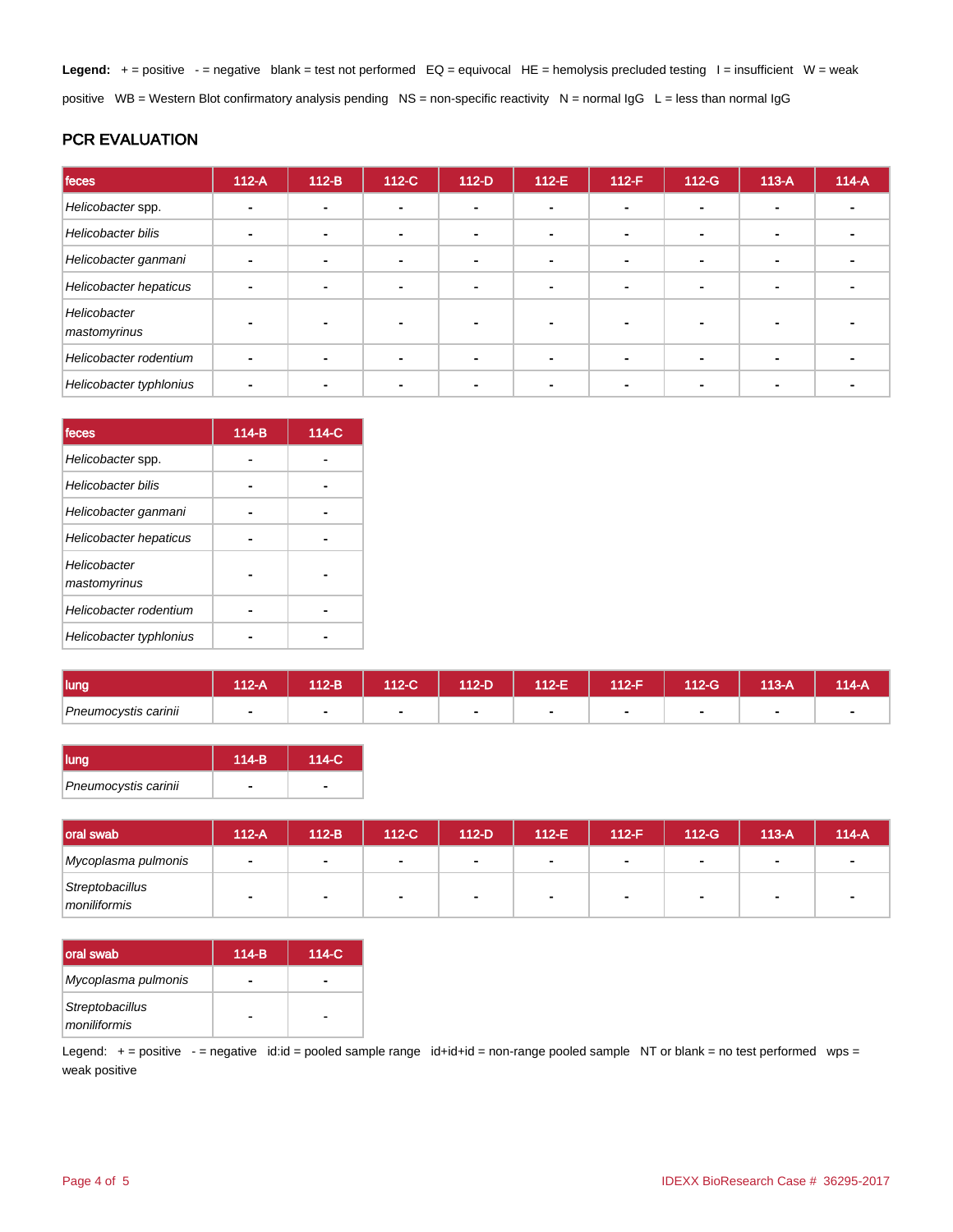**Legend:** + = positive - = negative blank = test not performed EQ = equivocal HE = hemolysis precluded testing I = insufficient W = weak positive WB = Western Blot confirmatory analysis pending NS = non-specific reactivity N = normal IgG L = less than normal IgG

## PCR EVALUATION

| feces | 112-A | 112-B | 112-C | 112-D | 112-E | 112-F | 112-G | 113-A | 114-A |
|---|---|---|---|---|---|---|---|---|---|
| *Helicobacter* spp. | - | - | - | - | - | - | - | - | - |
| *Helicobacter bilis* | - | - | - | - | - | - | - | - | - |
| *Helicobacter ganmani* | - | - | - | - | - | - | - | - | - |
| *Helicobacter hepaticus* | - | - | - | - | - | - | - | - | - |
| *Helicobacter mastomyrinus* | - | - | - | - | - | - | - | - | - |
| *Helicobacter rodentium* | - | - | - | - | - | - | - | - | - |
| *Helicobacter typhlonius* | - | - | - | - | - | - | - | - | - |

| feces | 114-B | 114-C |
|---|---|---|
| *Helicobacter* spp. | - | - |
| *Helicobacter bilis* | - | - |
| *Helicobacter ganmani* | - | - |
| *Helicobacter hepaticus* | - | - |
| *Helicobacter mastomyrinus* | - | - |
| *Helicobacter rodentium* | - | - |
| *Helicobacter typhlonius* | - | - |

| lung | 112-A | 112-B | 112-C | 112-D | 112-E | 112-F | 112-G | 113-A | 114-A |
|---|---|---|---|---|---|---|---|---|---|
| *Pneumocystis carinii* | - | - | - | - | - | - | - | - | - |

| lung | 114-B | 114-C |
|---|---|---|
| *Pneumocystis carinii* | - | - |

| oral swab | 112-A | 112-B | 112-C | 112-D | 112-E | 112-F | 112-G | 113-A | 114-A |
|---|---|---|---|---|---|---|---|---|---|
| *Mycoplasma pulmonis* | - | - | - | - | - | - | - | - | - |
| *Streptobacillus moniliformis* | - | - | - | - | - | - | - | - | - |

| oral swab | 114-B | 114-C |
|---|---|---|
| *Mycoplasma pulmonis* | - | - |
| *Streptobacillus moniliformis* | - | - |

Legend: + = positive - = negative id:id = pooled sample range id+id+id = non-range pooled sample NT or blank = no test performed wps = weak positive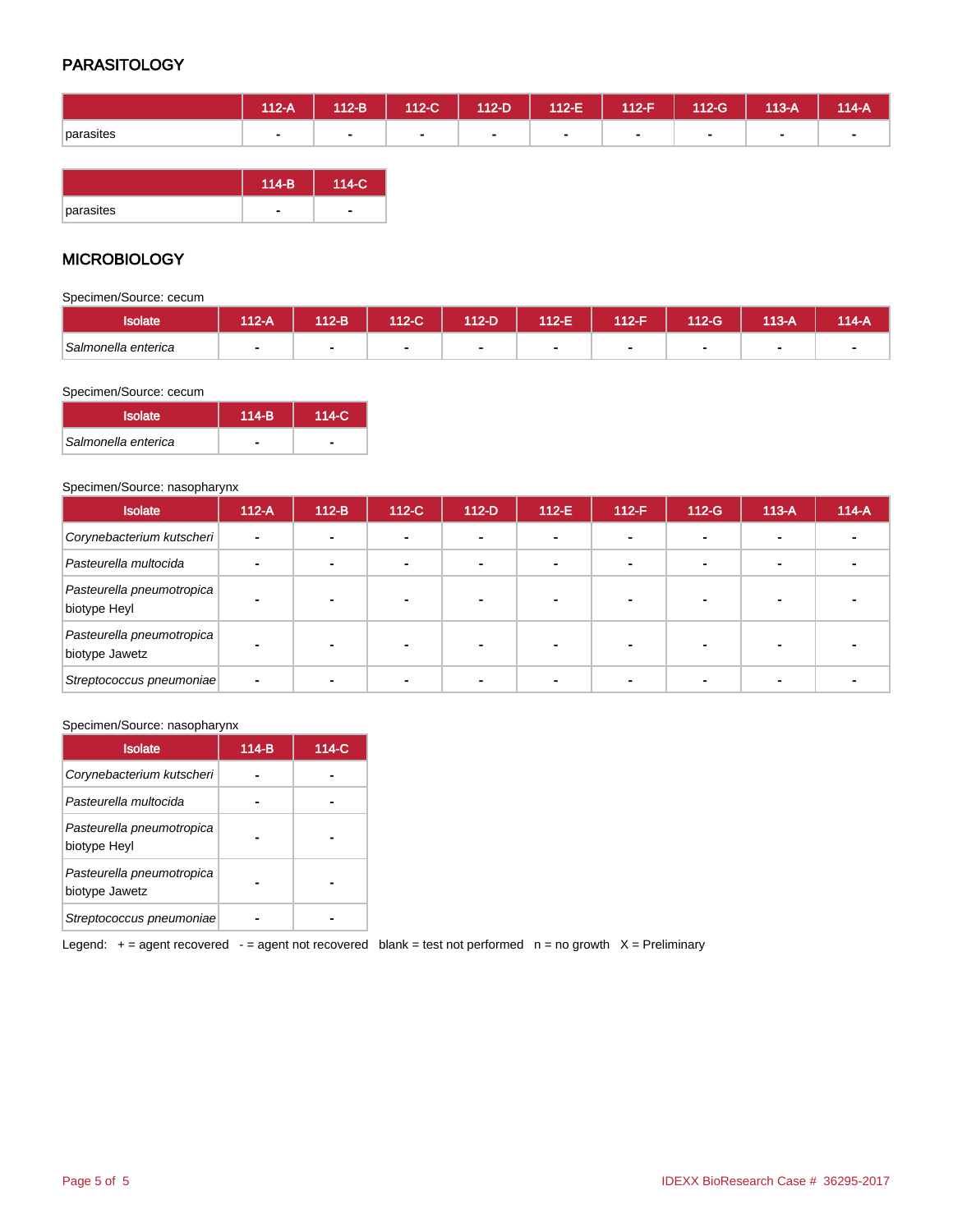## PARASITOLOGY

| | 112-A | 112-B | 112-C | 112-D | 112-E | 112-F | 112-G | 113-A | 114-A |
|---|---|---|---|---|---|---|---|---|---|
| parasites | - | - | - | - | - | - | - | - | - |

| | 114-B | 114-C |
|---|---|---|
| parasites | - | - |

## MICROBIOLOGY

Specimen/Source: cecum

| Isolate | 112-A | 112-B | 112-C | 112-D | 112-E | 112-F | 112-G | 113-A | 114-A |
|---|---|---|---|---|---|---|---|---|---|
| *Salmonella enterica* | - | - | - | - | - | - | - | - | - |

Specimen/Source: cecum

| Isolate | 114-B | 114-C |
|---|---|---|
| *Salmonella enterica* | - | - |

Specimen/Source: nasopharynx

| Isolate | 112-A | 112-B | 112-C | 112-D | 112-E | 112-F | 112-G | 113-A | 114-A |
|---|---|---|---|---|---|---|---|---|---|
| *Corynebacterium kutscheri* | - | - | - | - | - | - | - | - | - |
| *Pasteurella multocida* | - | - | - | - | - | - | - | - | - |
| *Pasteurella pneumotropica* biotype Heyl | - | - | - | - | - | - | - | - | - |
| *Pasteurella pneumotropica* biotype Jawetz | - | - | - | - | - | - | - | - | - |
| *Streptococcus pneumoniae* | - | - | - | - | - | - | - | - | - |

Specimen/Source: nasopharynx

| Isolate | 114-B | 114-C |
|---|---|---|
| *Corynebacterium kutscheri* | - | - |
| *Pasteurella multocida* | - | - |
| *Pasteurella pneumotropica* biotype Heyl | - | - |
| *Pasteurella pneumotropica* biotype Jawetz | - | - |
| *Streptococcus pneumoniae* | - | - |

Legend: + = agent recovered - = agent not recovered blank = test not performed n = no growth X = Preliminary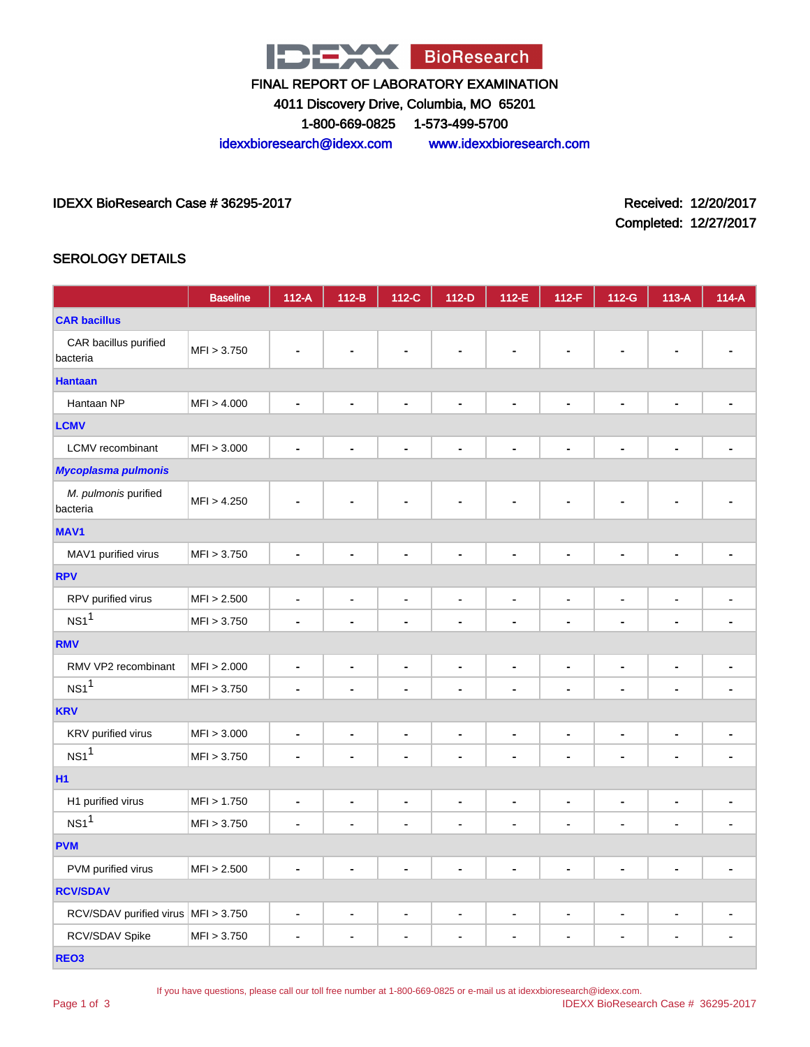# IDEXX BioResearch

FINAL REPORT OF LABORATORY EXAMINATION

4011 Discovery Drive, Columbia, MO 65201

1-800-669-0825 1-573-499-5700

idexxbioresearch@idexx.com www.idexxbioresearch.com

IDEXX BioResearch Case # 36295-2017

Received: 12/20/2017

Completed: 12/27/2017

## SEROLOGY DETAILS

| | Baseline | 112-A | 112-B | 112-C | 112-D | 112-E | 112-F | 112-G | 113-A | 114-A |
|---|---|---|---|---|---|---|---|---|---|---|
| **CAR bacillus** | | | | | | | | | | |
| CAR bacillus purified bacteria | MFI > 3.750 | - | - | - | - | - | - | - | - | - |
| **Hantaan** | | | | | | | | | | |
| Hantaan NP | MFI > 4.000 | - | - | - | - | - | - | - | - | - |
| **LCMV** | | | | | | | | | | |
| LCMV recombinant | MFI > 3.000 | - | - | - | - | - | - | - | - | - |
| ***Mycoplasma pulmonis*** | | | | | | | | | | |
| *M. pulmonis* purified bacteria | MFI > 4.250 | - | - | - | - | - | - | - | - | - |
| **MAV1** | | | | | | | | | | |
| MAV1 purified virus | MFI > 3.750 | - | - | - | - | - | - | - | - | - |
| **RPV** | | | | | | | | | | |
| RPV purified virus | MFI > 2.500 | - | - | - | - | - | - | - | - | - |
| NS1[1] | MFI > 3.750 | - | - | - | - | - | - | - | - | - |
| **RMV** | | | | | | | | | | |
| RMV VP2 recombinant | MFI > 2.000 | - | - | - | - | - | - | - | - | - |
| NS1[1] | MFI > 3.750 | - | - | - | - | - | - | - | - | - |
| **KRV** | | | | | | | | | | |
| KRV purified virus | MFI > 3.000 | - | - | - | - | - | - | - | - | - |
| NS1[1] | MFI > 3.750 | - | - | - | - | - | - | - | - | - |
| **H1** | | | | | | | | | | |
| H1 purified virus | MFI > 1.750 | - | - | - | - | - | - | - | - | - |
| NS1[1] | MFI > 3.750 | - | - | - | - | - | - | - | - | - |
| **PVM** | | | | | | | | | | |
| PVM purified virus | MFI > 2.500 | - | - | - | - | - | - | - | - | - |
| **RCV/SDAV** | | | | | | | | | | |
| RCV/SDAV purified virus | MFI > 3.750 | - | - | - | - | - | - | - | - | - |
| RCV/SDAV Spike | MFI > 3.750 | - | - | - | - | - | - | - | - | - |
| **REO3** | | | | | | | | | | |

If you have questions, please call our toll free number at 1-800-669-0825 or e-mail us at idexxbioresearch@idexx.com.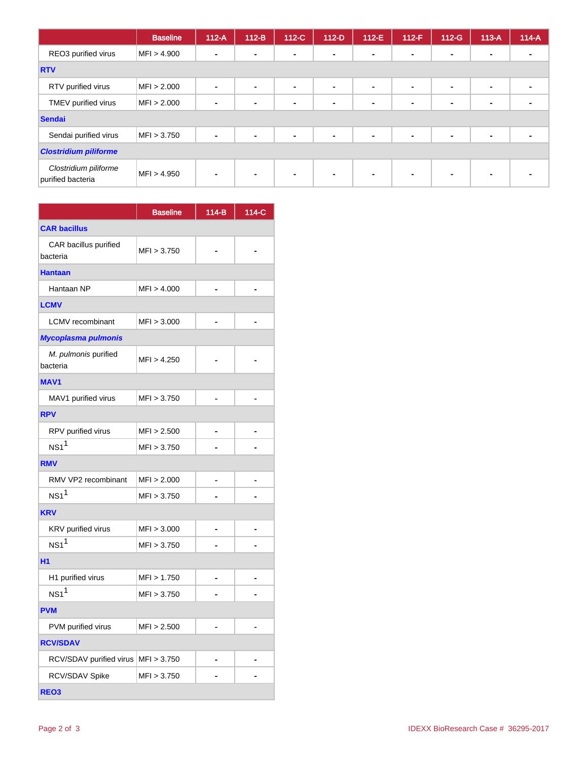| | Baseline | 112-A | 112-B | 112-C | 112-D | 112-E | 112-F | 112-G | 113-A | 114-A |
|---|---|---|---|---|---|---|---|---|---|---|
| REO3 purified virus | MFI > 4.900 | - | - | - | - | - | - | - | - | - |
| **RTV** | | | | | | | | | | |
| RTV purified virus | MFI > 2.000 | - | - | - | - | - | - | - | - | - |
| TMEV purified virus | MFI > 2.000 | - | - | - | - | - | - | - | - | - |
| **Sendai** | | | | | | | | | | |
| Sendai purified virus | MFI > 3.750 | - | - | - | - | - | - | - | - | - |
| ***Clostridium piliforme*** | | | | | | | | | | |
| *Clostridium piliforme* purified bacteria | MFI > 4.950 | - | - | - | - | - | - | - | - | - |

| | Baseline | 114-B | 114-C |
|---|---|---|---|
| **CAR bacillus** | | | |
| CAR bacillus purified bacteria | MFI > 3.750 | - | - |
| **Hantaan** | | | |
| Hantaan NP | MFI > 4.000 | - | - |
| **LCMV** | | | |
| LCMV recombinant | MFI > 3.000 | - | - |
| ***Mycoplasma pulmonis*** | | | |
| *M. pulmonis* purified bacteria | MFI > 4.250 | - | - |
| **MAV1** | | | |
| MAV1 purified virus | MFI > 3.750 | - | - |
| **RPV** | | | |
| RPV purified virus | MFI > 2.500 | - | - |
| NS1[1] | MFI > 3.750 | - | - |
| **RMV** | | | |
| RMV VP2 recombinant | MFI > 2.000 | - | - |
| NS1[1] | MFI > 3.750 | - | - |
| **KRV** | | | |
| KRV purified virus | MFI > 3.000 | - | - |
| NS1[1] | MFI > 3.750 | - | - |
| **H1** | | | |
| H1 purified virus | MFI > 1.750 | - | - |
| NS1[1] | MFI > 3.750 | - | - |
| **PVM** | | | |
| PVM purified virus | MFI > 2.500 | - | - |
| **RCV/SDAV** | | | |
| RCV/SDAV purified virus | MFI > 3.750 | - | - |
| RCV/SDAV Spike | MFI > 3.750 | - | - |
| **REO3** | | | |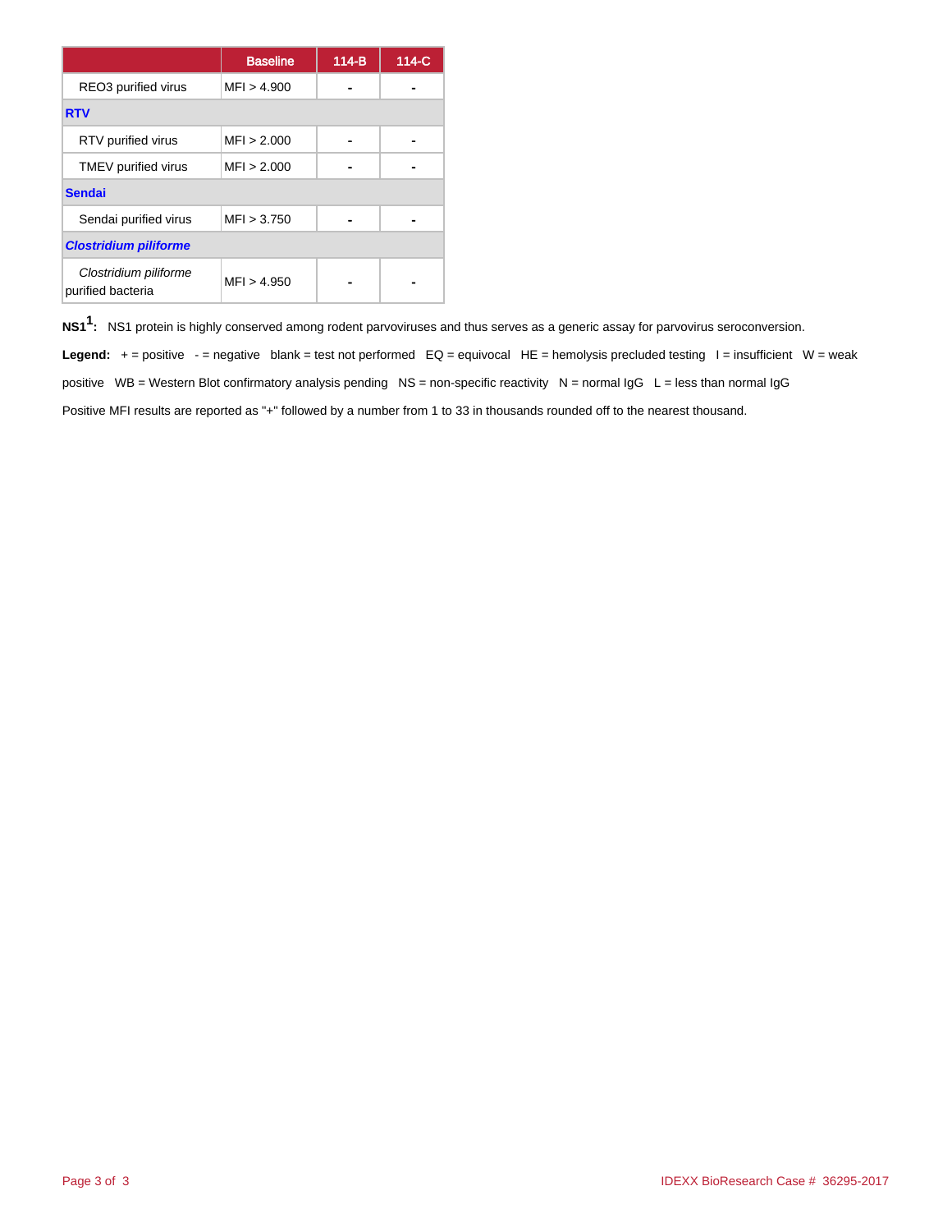| | Baseline | 114-B | 114-C |
|---|---|---|---|
| REO3 purified virus | MFI > 4.900 | - | - |
| **RTV** | | | |
| RTV purified virus | MFI > 2.000 | - | - |
| TMEV purified virus | MFI > 2.000 | - | - |
| **Sendai** | | | |
| Sendai purified virus | MFI > 3.750 | - | - |
| ***Clostridium piliforme*** | | | |
| *Clostridium piliforme* purified bacteria | MFI > 4.950 | - | - |

**NS1[1]:** NS1 protein is highly conserved among rodent parvoviruses and thus serves as a generic assay for parvovirus seroconversion.

**Legend:** + = positive - = negative blank = test not performed EQ = equivocal HE = hemolysis precluded testing I = insufficient W = weak positive WB = Western Blot confirmatory analysis pending NS = non-specific reactivity N = normal IgG L = less than normal IgG

Positive MFI results are reported as "+" followed by a number from 1 to 33 in thousands rounded off to the nearest thousand.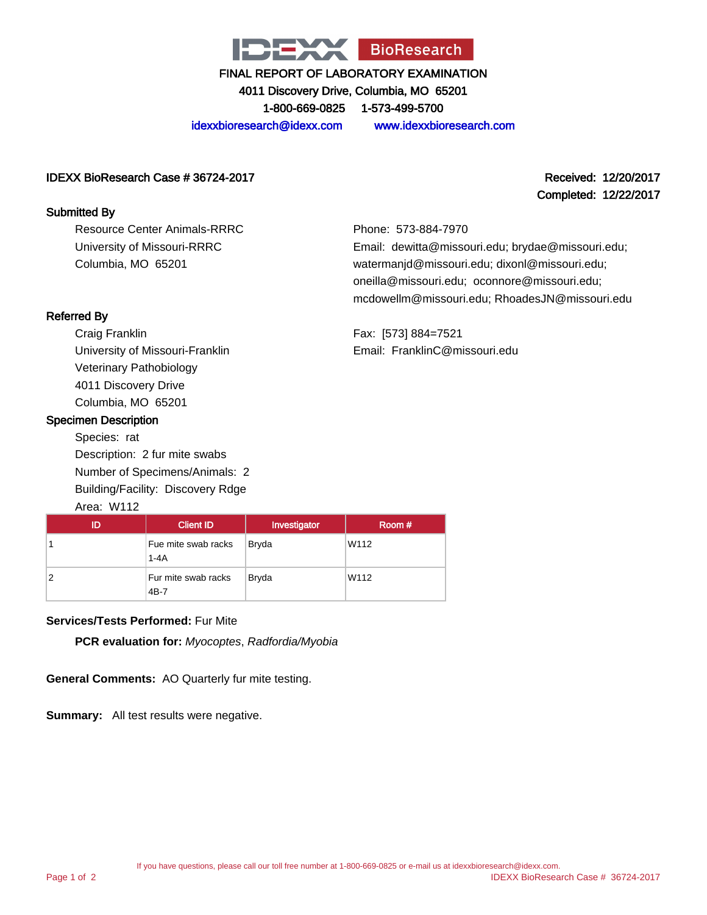IDEXX BioResearch

# FINAL REPORT OF LABORATORY EXAMINATION

4011 Discovery Drive, Columbia, MO 65201

1-800-669-0825 1-573-499-5700

idexxbioresearch@idexx.com www.idexxbioresearch.com

**IDEXX BioResearch Case # 36724-2017**

**Received: 12/20/2017**
**Completed: 12/22/2017**

## Submitted By

Resource Center Animals-RRRC
University of Missouri-RRRC
Columbia, MO 65201

Phone: 573-884-7970
Email: dewitta@missouri.edu; brydae@missouri.edu; watermanjd@missouri.edu; dixonl@missouri.edu; oneilla@missouri.edu; oconnore@missouri.edu; mcdowellm@missouri.edu; RhoadesJN@missouri.edu

## Referred By

Craig Franklin
University of Missouri-Franklin
Veterinary Pathobiology
4011 Discovery Drive
Columbia, MO 65201

Fax: [573] 884=7521
Email: FranklinC@missouri.edu

## Specimen Description

Species: rat
Description: 2 fur mite swabs
Number of Specimens/Animals: 2
Building/Facility: Discovery Rdge
Area: W112

| ID | Client ID | Investigator | Room # |
|---|---|---|---|
| 1 | Fue mite swab racks 1-4A | Bryda | W112 |
| 2 | Fur mite swab racks 4B-7 | Bryda | W112 |

**Services/Tests Performed:** Fur Mite

**PCR evaluation for:** *Myocoptes*, *Radfordia/Myobia*

**General Comments:** AO Quarterly fur mite testing.

**Summary:** All test results were negative.

If you have questions, please call our toll free number at 1-800-669-0825 or e-mail us at idexxbioresearch@idexx.com.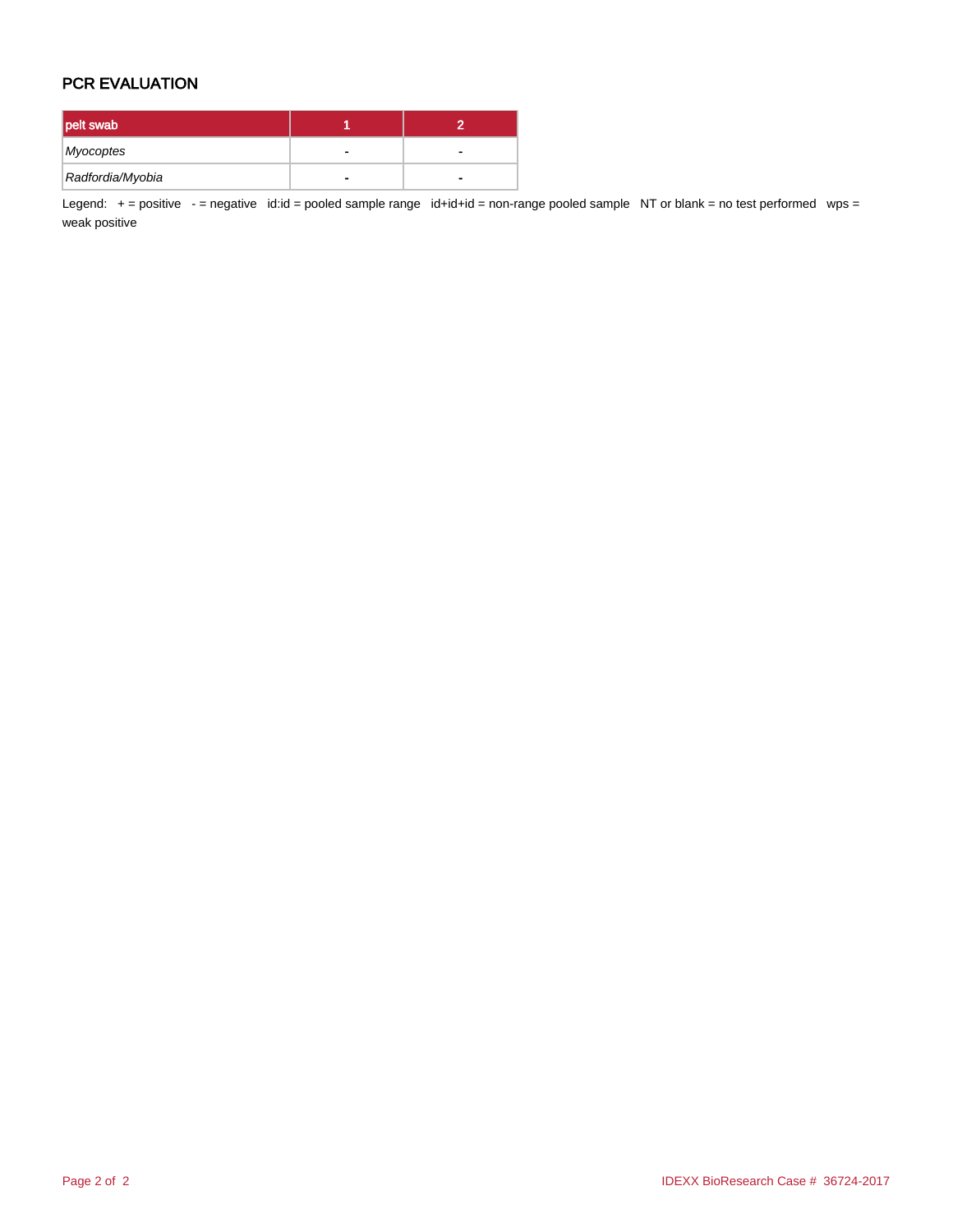## PCR EVALUATION

| pelt swab | 1 | 2 |
|---|---|---|
| *Myocoptes* | - | - |
| *Radfordia/Myobia* | - | - |

Legend: + = positive - = negative id:id = pooled sample range id+id+id = non-range pooled sample NT or blank = no test performed wps = weak positive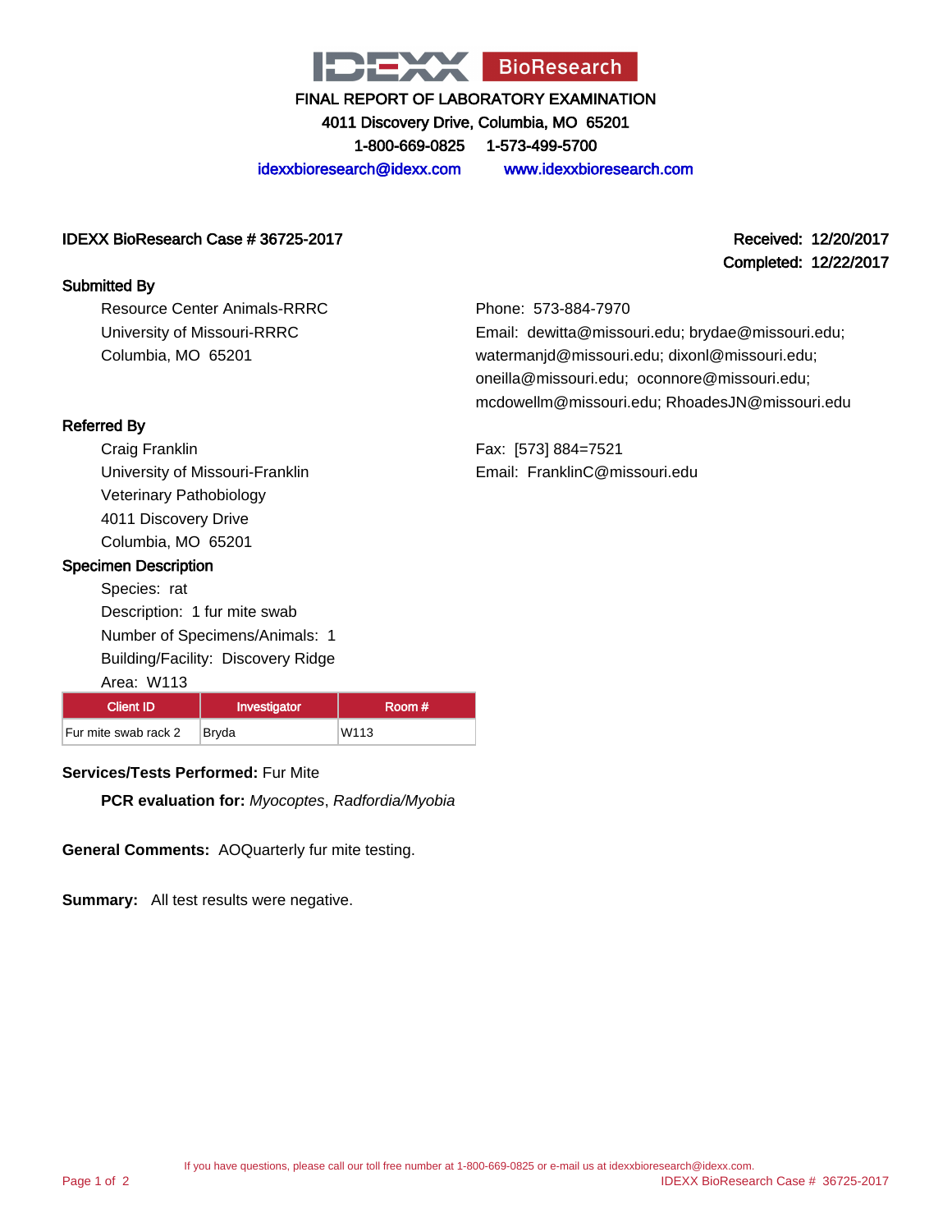# IDEXX BioResearch

**FINAL REPORT OF LABORATORY EXAMINATION**

**4011 Discovery Drive, Columbia, MO 65201**

**1-800-669-0825 1-573-499-5700**

idexxbioresearch@idexx.com www.idexxbioresearch.com

**IDEXX BioResearch Case # 36725-2017**

**Received: 12/20/2017**
**Completed: 12/22/2017**

### Submitted By

Resource Center Animals-RRRC
University of Missouri-RRRC
Columbia, MO 65201

Phone: 573-884-7970
Email: dewitta@missouri.edu; brydae@missouri.edu; watermanjd@missouri.edu; dixonl@missouri.edu; oneilla@missouri.edu; oconnore@missouri.edu; mcdowellm@missouri.edu; RhoadesJN@missouri.edu

### Referred By

Craig Franklin
University of Missouri-Franklin
Veterinary Pathobiology
4011 Discovery Drive
Columbia, MO 65201

Fax: [573] 884=7521
Email: FranklinC@missouri.edu

### Specimen Description

Species: rat
Description: 1 fur mite swab
Number of Specimens/Animals: 1
Building/Facility: Discovery Ridge
Area: W113

| Client ID | Investigator | Room # |
| --- | --- | --- |
| Fur mite swab rack 2 | Bryda | W113 |

**Services/Tests Performed:** Fur Mite

**PCR evaluation for:** *Myocoptes*, *Radfordia/Myobia*

**General Comments:** AOQuarterly fur mite testing.

**Summary:** All test results were negative.

If you have questions, please call our toll free number at 1-800-669-0825 or e-mail us at idexxbioresearch@idexx.com.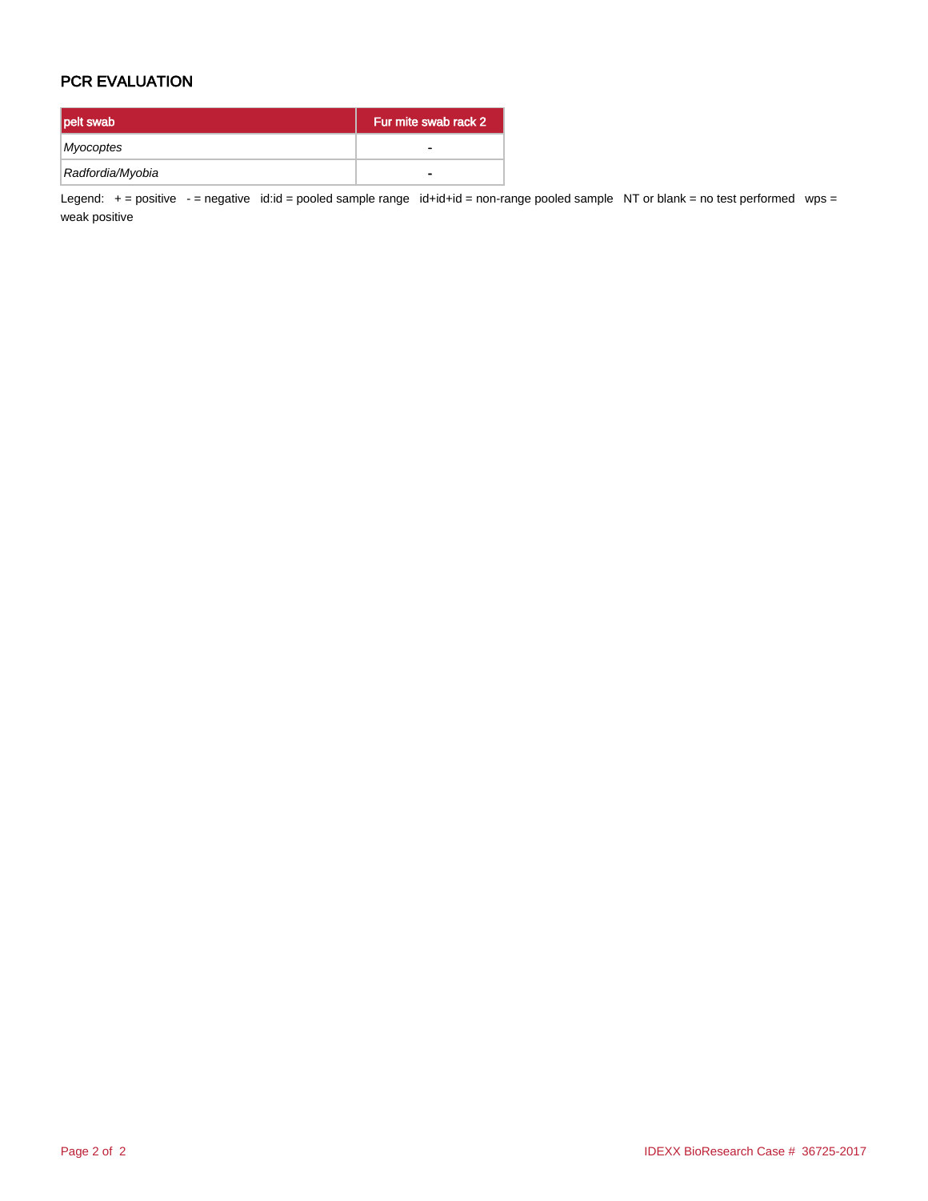## PCR EVALUATION

| pelt swab | Fur mite swab rack 2 |
|---|---|
| *Myocoptes* | - |
| *Radfordia/Myobia* | - |

Legend: + = positive - = negative id:id = pooled sample range id+id+id = non-range pooled sample NT or blank = no test performed wps = weak positive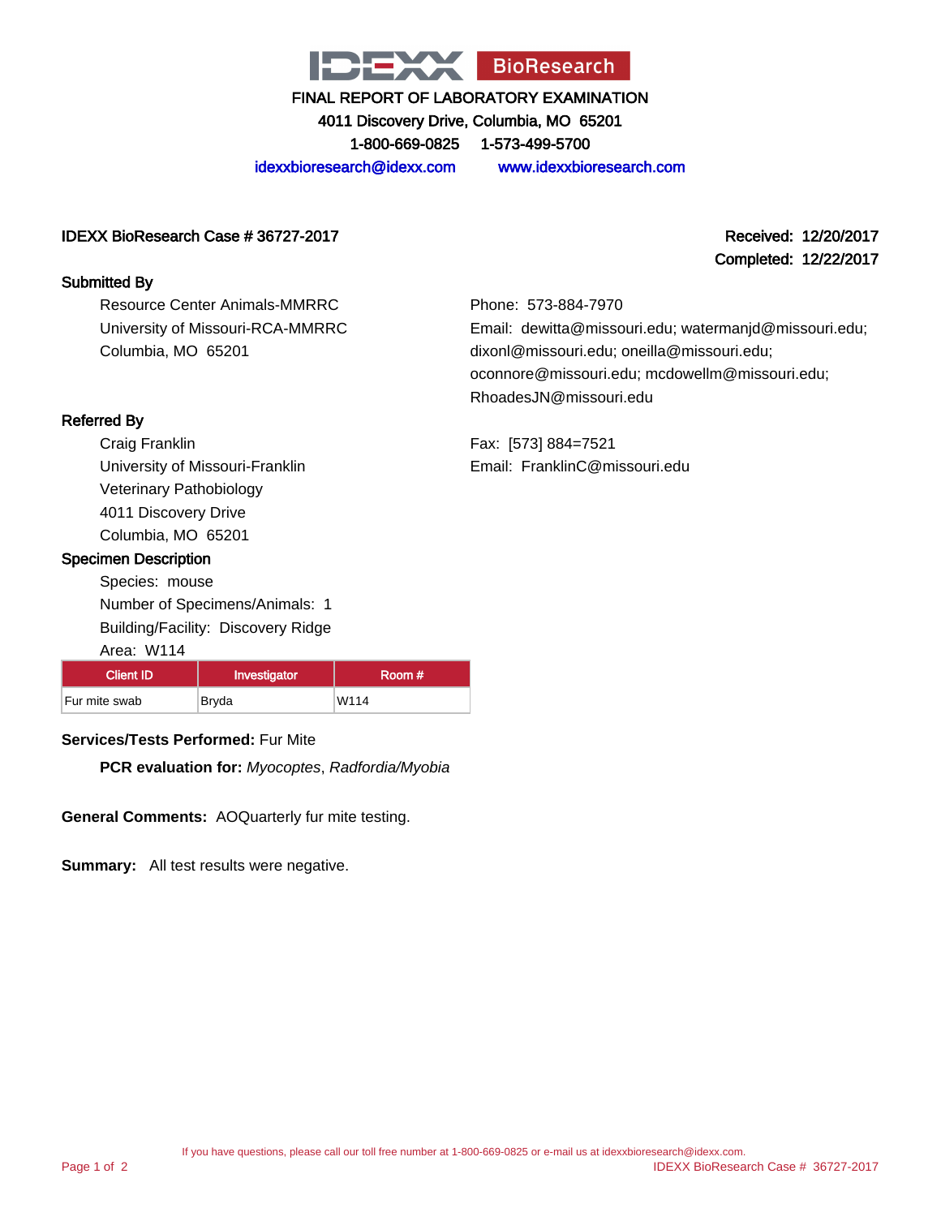# IDEXX BioResearch

FINAL REPORT OF LABORATORY EXAMINATION
4011 Discovery Drive, Columbia, MO 65201
1-800-669-0825 1-573-499-5700
idexxbioresearch@idexx.com www.idexxbioresearch.com

**IDEXX BioResearch Case # 36727-2017**

**Received:** 12/20/2017
**Completed:** 12/22/2017

## Submitted By

Resource Center Animals-MMRRC
University of Missouri-RCA-MMRRC
Columbia, MO 65201

Phone: 573-884-7970
Email: dewitta@missouri.edu; watermanjd@missouri.edu; dixonl@missouri.edu; oneilla@missouri.edu; oconnore@missouri.edu; mcdowellm@missouri.edu; RhoadesJN@missouri.edu

## Referred By

Craig Franklin
University of Missouri-Franklin
Veterinary Pathobiology
4011 Discovery Drive
Columbia, MO 65201

Fax: [573] 884=7521
Email: FranklinC@missouri.edu

## Specimen Description

Species: mouse
Number of Specimens/Animals: 1
Building/Facility: Discovery Ridge
Area: W114

| Client ID | Investigator | Room # |
|---|---|---|
| Fur mite swab | Bryda | W114 |

**Services/Tests Performed:** Fur Mite

**PCR evaluation for:** *Myocoptes*, *Radfordia/Myobia*

**General Comments:** AOQuarterly fur mite testing.

**Summary:** All test results were negative.

If you have questions, please call our toll free number at 1-800-669-0825 or e-mail us at idexxbioresearch@idexx.com.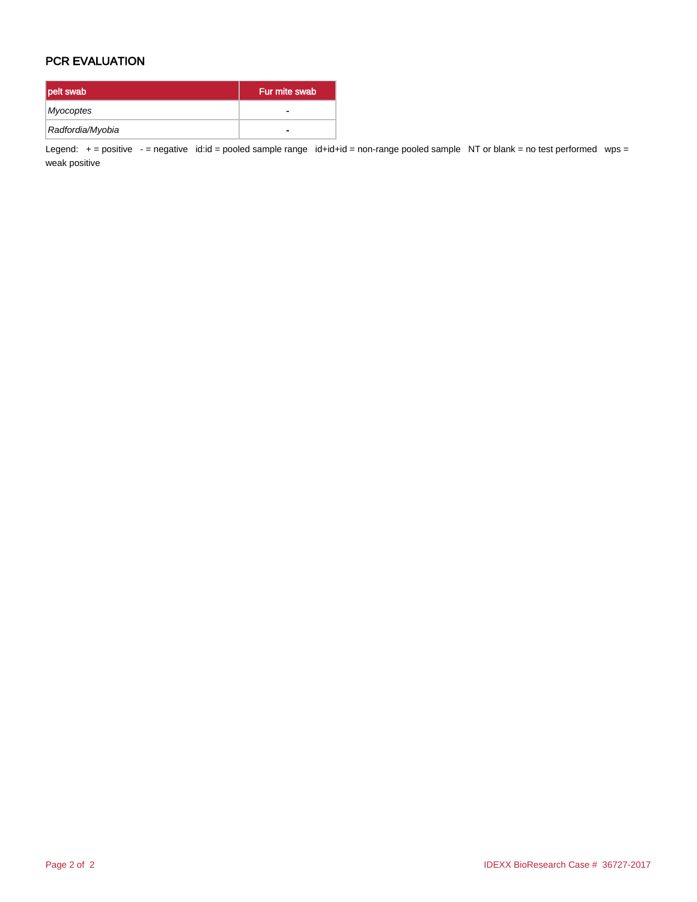## PCR EVALUATION

| pelt swab | Fur mite swab |
|---|---|
| *Myocoptes* | - |
| *Radfordia/Myobia* | - |

Legend: + = positive - = negative id:id = pooled sample range id+id+id = non-range pooled sample NT or blank = no test performed wps = weak positive